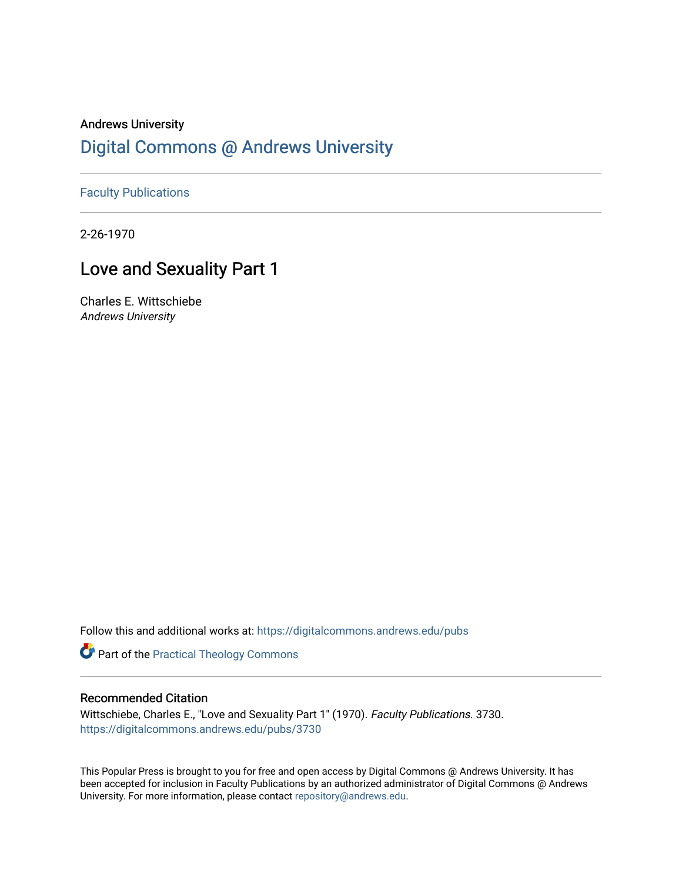Andrews University

# Digital Commons @ Andrews University

Faculty Publications

2-26-1970

## Love and Sexuality Part 1

Charles E. Wittschiebe
*Andrews University*

Follow this and additional works at: https://digitalcommons.andrews.edu/pubs

Part of the Practical Theology Commons

### Recommended Citation

Wittschiebe, Charles E., "Love and Sexuality Part 1" (1970). *Faculty Publications*. 3730.
https://digitalcommons.andrews.edu/pubs/3730

This Popular Press is brought to you for free and open access by Digital Commons @ Andrews University. It has been accepted for inclusion in Faculty Publications by an authorized administrator of Digital Commons @ Andrews University. For more information, please contact repository@andrews.edu.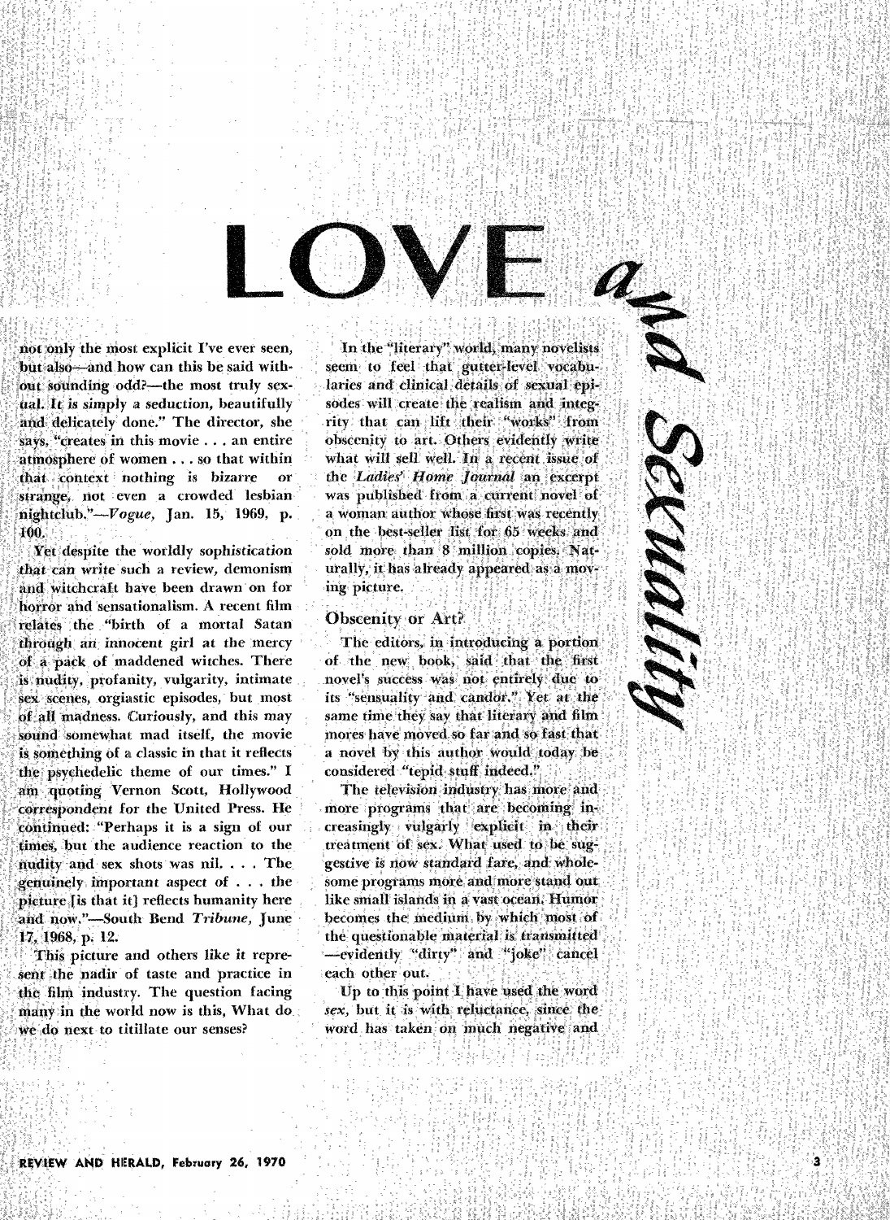# LOVE and Sexuality

not only the most explicit I've ever seen, but also—and how can this be said without sounding odd?—the most truly sexual. It is simply a seduction, beautifully and delicately done." The director, she says, "creates in this movie . . . an entire atmosphere of women . . . so that within that context nothing is bizarre or strange, not even a crowded lesbian nightclub."—*Vogue*, Jan. 15, 1969, p. 100.

Yet despite the worldly sophistication that can write such a review, demonism and witchcraft have been drawn on for horror and sensationalism. A recent film relates the "birth of a mortal Satan through an innocent girl at the mercy of a pack of maddened witches. There is nudity, profanity, vulgarity, intimate sex scenes, orgiastic episodes, but most of all madness. Curiously, and this may sound somewhat mad itself, the movie is something of a classic in that it reflects the psychedelic theme of our times." I am quoting Vernon Scott, Hollywood correspondent for the United Press. He continued: "Perhaps it is a sign of our times, but the audience reaction to the nudity and sex shots was nil. . . . The genuinely important aspect of . . . the picture [is that it] reflects humanity here and now."—South Bend *Tribune*, June 17, 1968, p. 12.

This picture and others like it represent the nadir of taste and practice in the film industry. The question facing many in the world now is this, What do we do next to titillate our senses?

In the "literary" world, many novelists seem to feel that gutter-level vocabularies and clinical details of sexual episodes will create the realism and integrity that can lift their "works" from obscenity to art. Others evidently write what will sell well. In a recent issue of the *Ladies' Home Journal* an excerpt was published from a current novel of a woman author whose first was recently on the best-seller list for 65 weeks and sold more than 8 million copies. Naturally, it has already appeared as a moving picture.

## Obscenity or Art?

The editors, in introducing a portion of the new book, said that the first novel's success was not entirely due to its "sensuality and candor." Yet at the same time they say that literary and film mores have moved so far and so fast that a novel by this author would today be considered "tepid stuff indeed."

The television industry has more and more programs that are becoming increasingly vulgarly explicit in their treatment of sex. What used to be suggestive is now standard fare, and wholesome programs more and more stand out like small islands in a vast ocean. Humor becomes the medium by which most of the questionable material is transmitted—evidently "dirty" and "joke" cancel each other out.

Up to this point I have used the word *sex*, but it is with reluctance, since the word has taken on much negative and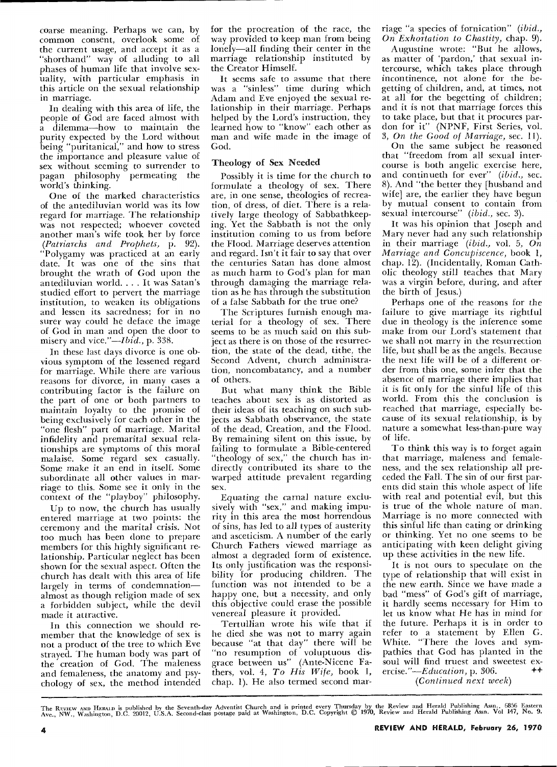coarse meaning. Perhaps we can, by common consent, overlook some of the current usage, and accept it as a "shorthand" way of alluding to all phases of human life that involve sexuality, with particular emphasis in this article on the sexual relationship in marriage.

In dealing with this area of life, the people of God are faced almost with a dilemma—how to maintain the purity expected by the Lord without being "puritanical," and how to stress the importance and pleasure value of sex without seeming to surrender to pagan philosophy permeating the world's thinking.

One of the marked characteristics of the antediluvian world was its low regard for marriage. The relationship was not respected; whoever coveted another man's wife took her by force (*Patriarchs and Prophets,* p. 92). "Polygamy was practiced at an early date. It was one of the sins that brought the wrath of God upon the antediluvian world. . . . It was Satan's studied effort to pervert the marriage institution, to weaken its obligations and lessen its sacredness; for in no surer way could he deface the image of God in man and open the door to misery and vice."—*Ibid.,* p. 338.

In these last days divorce is one obvious symptom of the lessened regard for marriage. While there are various reasons for divorce, in many cases a contributing factor is the failure on the part of one or both partners to maintain loyalty to the promise of being exclusively for each other in the "one flesh" part of marriage. Marital infidelity and premarital sexual relationships are symptoms of this moral malaise. Some regard sex casually. Some make it an end in itself. Some subordinate all other values in marriage to this. Some see it only in the context of the "playboy" philosophy.

Up to now, the church has usually entered marriage at two points: the ceremony and the marital crisis. Not too much has been done to prepare members for this highly significant relationship. Particular neglect has been shown for the sexual aspect. Often the church has dealt with this area of life largely in terms of condemnation—almost as though religion made of sex a forbidden subject, while the devil made it attractive.

In this connection we should remember that the knowledge of sex is not a product of the tree to which Eve strayed. The human body was part of the creation of God. The maleness and femaleness, the anatomy and psychology of sex, the method intended for the procreation of the race, the way provided to keep man from being lonely—all finding their center in the marriage relationship instituted by the Creator Himself.

It seems safe to assume that there was a "sinless" time during which Adam and Eve enjoyed the sexual relationship in their marriage. Perhaps helped by the Lord's instruction, they learned how to "know" each other as man and wife made in the image of God.

### Theology of Sex Needed

Possibly it is time for the church to formulate a theology of sex. There are, in one sense, theologies of recreation, of dress, of diet. There is a relatively large theology of Sabbathkeeping. Yet the Sabbath is not the only institution coming to us from before the Flood. Marriage deserves attention and regard. Isn't it fair to say that over the centuries Satan has done almost as much harm to God's plan for man through damaging the marriage relation as he has through the substitution of a false Sabbath for the true one?

The Scriptures furnish enough material for a theology of sex. There seems to be as much said on this subject as there is on those of the resurrection, the state of the dead, tithe, the Second Advent, church administration, noncombatancy, and a number of others.

But what many think the Bible teaches about sex is as distorted as their ideas of its teaching on such subjects as Sabbath observance, the state of the dead, Creation, and the Flood. By remaining silent on this issue, by failing to formulate a Bible-centered "theology of sex," the church has indirectly contributed its share to the warped attitude prevalent regarding sex.

Equating the carnal nature exclusively with "sex," and making impurity in this area the most horrendous of sins, has led to all types of austerity and asceticism. A number of the early Church Fathers viewed marriage as almost a degraded form of existence. Its only justification was the responsibility for producing children. The function was not intended to be a happy one, but a necessity, and only this objective could erase the possible venereal pleasure it provided.

Tertullian wrote his wife that if he died she was not to marry again because "at that day" there will be "no resumption of voluptuous disgrace between us" (Ante-Nicene Fathers, vol. 4, *To His Wife,* book 1, chap. 1). He also termed second marriage "a species of fornication" (*ibid., On Exhortation to Chastity,* chap. 9).

Augustine wrote: "But he allows, as matter of 'pardon,' that sexual intercourse, which takes place through incontinence, not alone for the begetting of children, and, at times, not at all for the begetting of children; and it is not that marriage forces this to take place, but that it procures pardon for it" (NPNF, First Series, vol. 3, *On the Good of Marriage,* sec. 11).

On the same subject he reasoned that "freedom from all sexual intercourse is both angelic exercise here, and continueth for ever" (*ibid.,* sec. 8). And "the better they [husband and wife] are, the earlier they have begun by mutual consent to contain from sexual intercourse" (*ibid.,* sec. 3).

It was his opinion that Joseph and Mary never had any such relationship in their marriage (*ibid.,* vol. 5, *On Marriage and Concupiscence,* book 1, chap. 12). (Incidentally, Roman Catholic theology still teaches that Mary was a virgin before, during, and after the birth of Jesus.)

Perhaps one of the reasons for the failure to give marriage its rightful due in theology is the inference some make from our Lord's statement that we shall not marry in the resurrection life, but shall be as the angels. Because the next life will be of a different order from this one, some infer that the absence of marriage there implies that it is fit only for the sinful life of this world. From this the conclusion is reached that marriage, especially because of its sexual relationship, is by nature a somewhat less-than-pure way of life.

To think this way is to forget again that marriage, maleness and femaleness, and the sex relationship all preceded the Fall. The sin of our first parents did stain this whole aspect of life with real and potential evil, but this is true of the whole nature of man. Marriage is no more connected with this sinful life than eating or drinking or thinking. Yet no one seems to be anticipating with keen delight giving up these activities in the new life.

It is not ours to speculate on the type of relationship that will exist in the new earth. Since we have made a bad "mess" of God's gift of marriage, it hardly seems necessary for Him to let us know what He has in mind for the future. Perhaps it is in order to refer to a statement by Ellen G. White. "There the loves and sympathies that God has planted in the soul will find truest and sweetest exercise."—*Education,* p. 306. ++

*(Continued next week)*

The REVIEW AND HERALD is published by the Seventh-day Adventist Church and is printed every Thursday by the Review and Herald Publishing Assn., 6856 Eastern Ave., NW., Washington, D.C. 20012, U.S.A. Second-class postage paid at Washington, D.C. Copyright © 1970, Review and Herald Publishing Assn. Vol 147, No. 9.